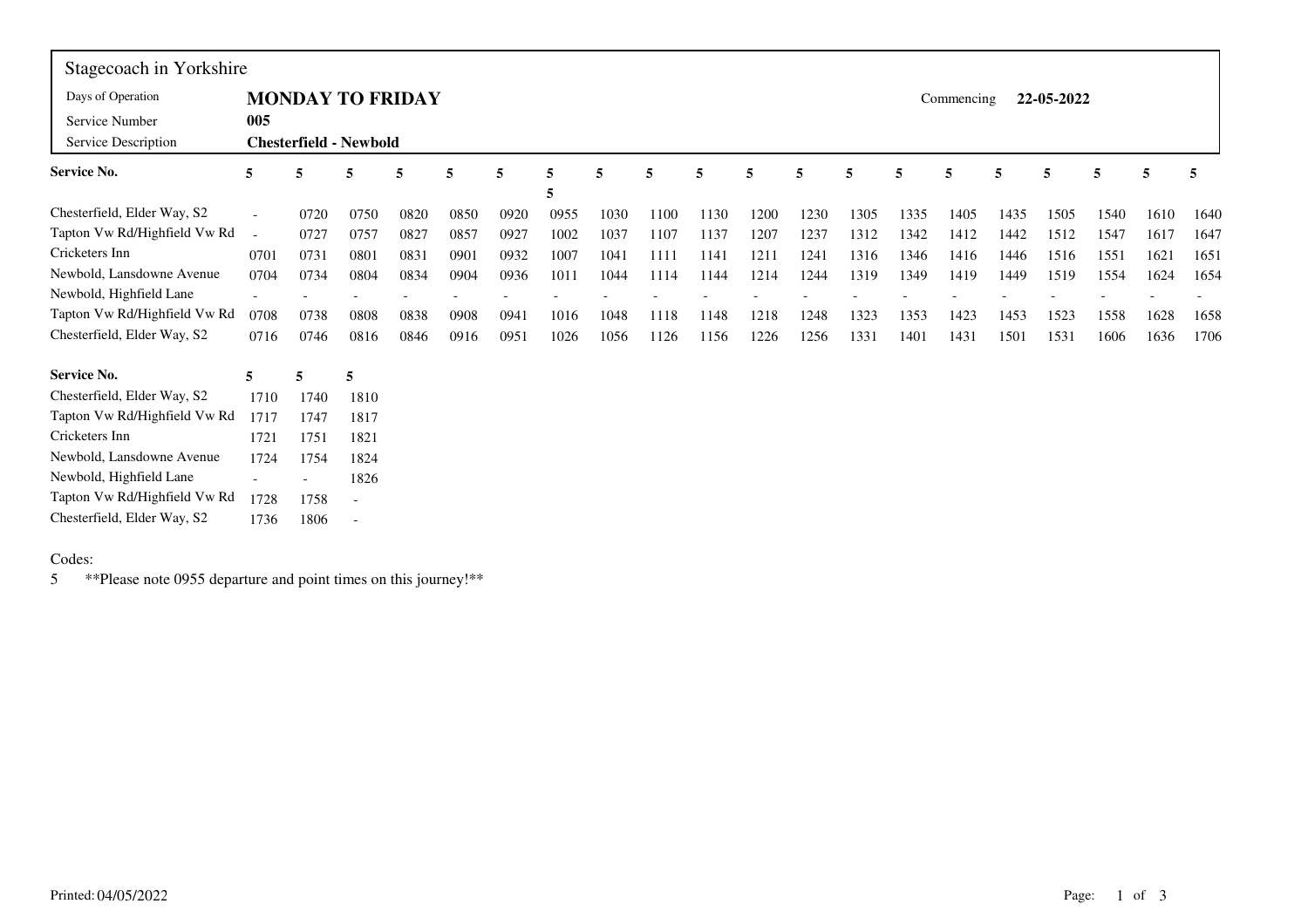Stagecoach in Yorkshire

| | |
|---|---|
| Days of Operation | **MONDAY TO FRIDAY** |
| Service Number | **005** |
| Service Description | **Chesterfield - Newbold** |

Commencing **22-05-2022**

| **Service No.** | **5** | **5** | **5** | **5** | **5** | **5** | **5** **5** | **5** | **5** | **5** | **5** | **5** | **5** | **5** | **5** | **5** | **5** | **5** | **5** | **5** |
|---|---|---|---|---|---|---|---|---|---|---|---|---|---|---|---|---|---|---|---|---|
| Chesterfield, Elder Way, S2 | - | 0720 | 0750 | 0820 | 0850 | 0920 | 0955 | 1030 | 1100 | 1130 | 1200 | 1230 | 1305 | 1335 | 1405 | 1435 | 1505 | 1540 | 1610 | 1640 |
| Tapton Vw Rd/Highfield Vw Rd | - | 0727 | 0757 | 0827 | 0857 | 0927 | 1002 | 1037 | 1107 | 1137 | 1207 | 1237 | 1312 | 1342 | 1412 | 1442 | 1512 | 1547 | 1617 | 1647 |
| Cricketers Inn | 0701 | 0731 | 0801 | 0831 | 0901 | 0932 | 1007 | 1041 | 1111 | 1141 | 1211 | 1241 | 1316 | 1346 | 1416 | 1446 | 1516 | 1551 | 1621 | 1651 |
| Newbold, Lansdowne Avenue | 0704 | 0734 | 0804 | 0834 | 0904 | 0936 | 1011 | 1044 | 1114 | 1144 | 1214 | 1244 | 1319 | 1349 | 1419 | 1449 | 1519 | 1554 | 1624 | 1654 |
| Newbold, Highfield Lane | - | - | - | - | - | - | - | - | - | - | - | - | - | - | - | - | - | - | - | - |
| Tapton Vw Rd/Highfield Vw Rd | 0708 | 0738 | 0808 | 0838 | 0908 | 0941 | 1016 | 1048 | 1118 | 1148 | 1218 | 1248 | 1323 | 1353 | 1423 | 1453 | 1523 | 1558 | 1628 | 1658 |
| Chesterfield, Elder Way, S2 | 0716 | 0746 | 0816 | 0846 | 0916 | 0951 | 1026 | 1056 | 1126 | 1156 | 1226 | 1256 | 1331 | 1401 | 1431 | 1501 | 1531 | 1606 | 1636 | 1706 |

| **Service No.** | **5** | **5** | **5** |
|---|---|---|---|
| Chesterfield, Elder Way, S2 | 1710 | 1740 | 1810 |
| Tapton Vw Rd/Highfield Vw Rd | 1717 | 1747 | 1817 |
| Cricketers Inn | 1721 | 1751 | 1821 |
| Newbold, Lansdowne Avenue | 1724 | 1754 | 1824 |
| Newbold, Highfield Lane | - | - | 1826 |
| Tapton Vw Rd/Highfield Vw Rd | 1728 | 1758 | - |
| Chesterfield, Elder Way, S2 | 1736 | 1806 | - |

Codes:

5 **Please note 0955 departure and point times on this journey!**

Printed: 04/05/2022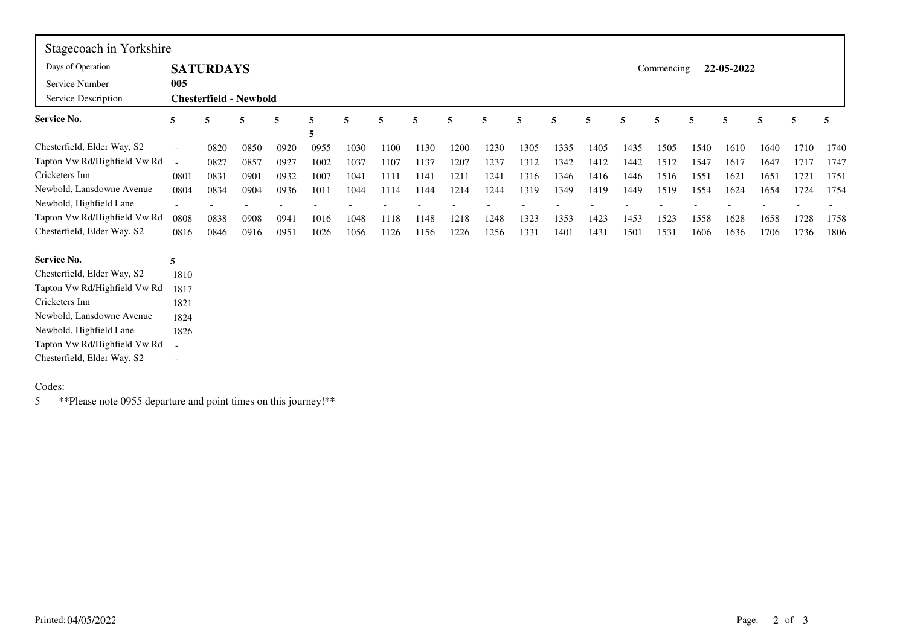Stagecoach in Yorkshire

| | |
|---|---|
| Days of Operation | **SATURDAYS** |
| Service Number | **005** |
| Service Description | **Chesterfield - Newbold** |

Commencing **22-05-2022**

| Service No. | 5 | 5 | 5 | 5 | 5 5 | 5 | 5 | 5 | 5 | 5 | 5 | 5 | 5 | 5 | 5 | 5 | 5 | 5 | 5 | 5 |
|---|---|---|---|---|---|---|---|---|---|---|---|---|---|---|---|---|---|---|---|---|
| Chesterfield, Elder Way, S2 | - | 0820 | 0850 | 0920 | 0955 | 1030 | 1100 | 1130 | 1200 | 1230 | 1305 | 1335 | 1405 | 1435 | 1505 | 1540 | 1610 | 1640 | 1710 | 1740 |
| Tapton Vw Rd/Highfield Vw Rd | - | 0827 | 0857 | 0927 | 1002 | 1037 | 1107 | 1137 | 1207 | 1237 | 1312 | 1342 | 1412 | 1442 | 1512 | 1547 | 1617 | 1647 | 1717 | 1747 |
| Cricketers Inn | 0801 | 0831 | 0901 | 0932 | 1007 | 1041 | 1111 | 1141 | 1211 | 1241 | 1316 | 1346 | 1416 | 1446 | 1516 | 1551 | 1621 | 1651 | 1721 | 1751 |
| Newbold, Lansdowne Avenue | 0804 | 0834 | 0904 | 0936 | 1011 | 1044 | 1114 | 1144 | 1214 | 1244 | 1319 | 1349 | 1419 | 1449 | 1519 | 1554 | 1624 | 1654 | 1724 | 1754 |
| Newbold, Highfield Lane | - | - | - | - | - | - | - | - | - | - | - | - | - | - | - | - | - | - | - | - |
| Tapton Vw Rd/Highfield Vw Rd | 0808 | 0838 | 0908 | 0941 | 1016 | 1048 | 1118 | 1148 | 1218 | 1248 | 1323 | 1353 | 1423 | 1453 | 1523 | 1558 | 1628 | 1658 | 1728 | 1758 |
| Chesterfield, Elder Way, S2 | 0816 | 0846 | 0916 | 0951 | 1026 | 1056 | 1126 | 1156 | 1226 | 1256 | 1331 | 1401 | 1431 | 1501 | 1531 | 1606 | 1636 | 1706 | 1736 | 1806 |

| Service No. | 5 |
|---|---|
| Chesterfield, Elder Way, S2 | 1810 |
| Tapton Vw Rd/Highfield Vw Rd | 1817 |
| Cricketers Inn | 1821 |
| Newbold, Lansdowne Avenue | 1824 |
| Newbold, Highfield Lane | 1826 |
| Tapton Vw Rd/Highfield Vw Rd | - |
| Chesterfield, Elder Way, S2 | - |

Codes:

5 **Please note 0955 departure and point times on this journey!**

Printed: 04/05/2022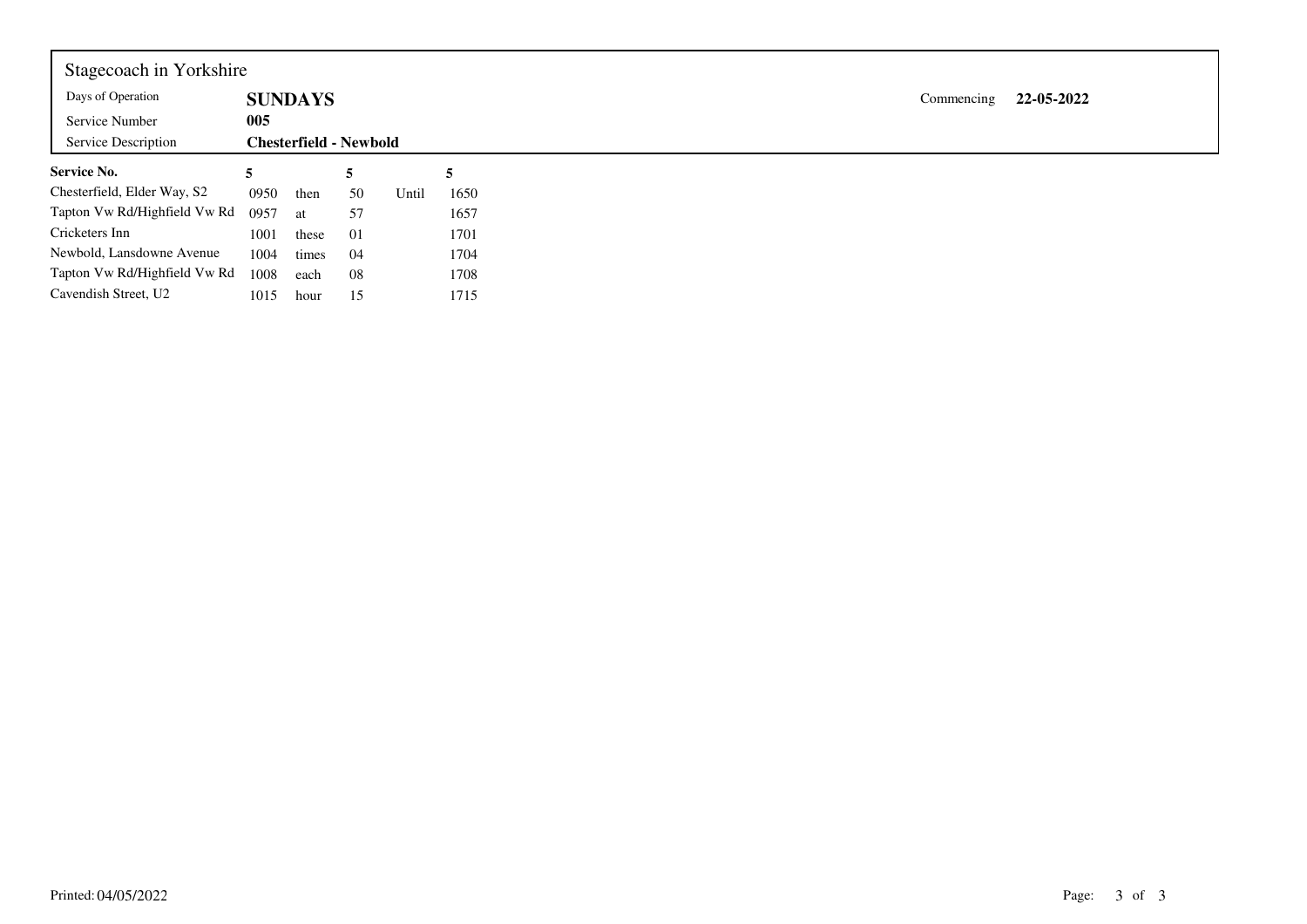| Stagecoach in Yorkshire | | | |
|---|---|---|---|
| Days of Operation | **SUNDAYS** | Commencing | **22-05-2022** |
| Service Number | **005** | | |
| Service Description | **Chesterfield - Newbold** | | |

| **Service No.** | **5** | | **5** | | **5** |
|---|---|---|---|---|---|
| Chesterfield, Elder Way, S2 | 0950 | then | 50 | Until | 1650 |
| Tapton Vw Rd/Highfield Vw Rd | 0957 | at | 57 | | 1657 |
| Cricketers Inn | 1001 | these | 01 | | 1701 |
| Newbold, Lansdowne Avenue | 1004 | times | 04 | | 1704 |
| Tapton Vw Rd/Highfield Vw Rd | 1008 | each | 08 | | 1708 |
| Cavendish Street, U2 | 1015 | hour | 15 | | 1715 |

Printed: 04/05/2022